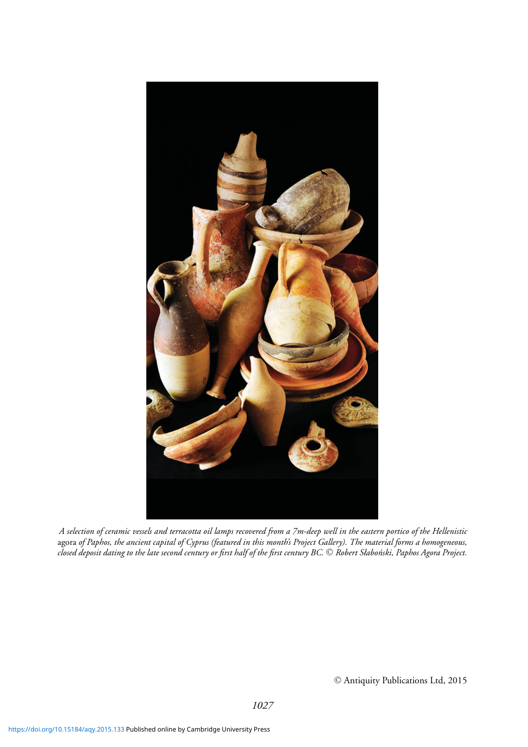*A selection of ceramic vessels and terracotta oil lamps recovered from a 7m-deep well in the eastern portico of the Hellenistic* agora *of Paphos, the ancient capital of Cyprus (featured in this month's Project Gallery). The material forms a homogeneous, closed deposit dating to the late second century or first half of the first century BC. © Robert Słaboński, Paphos Agora Project.*

© Antiquity Publications Ltd, 2015

https://doi.org/10.15184/aqy.2015.133 Published online by Cambridge University Press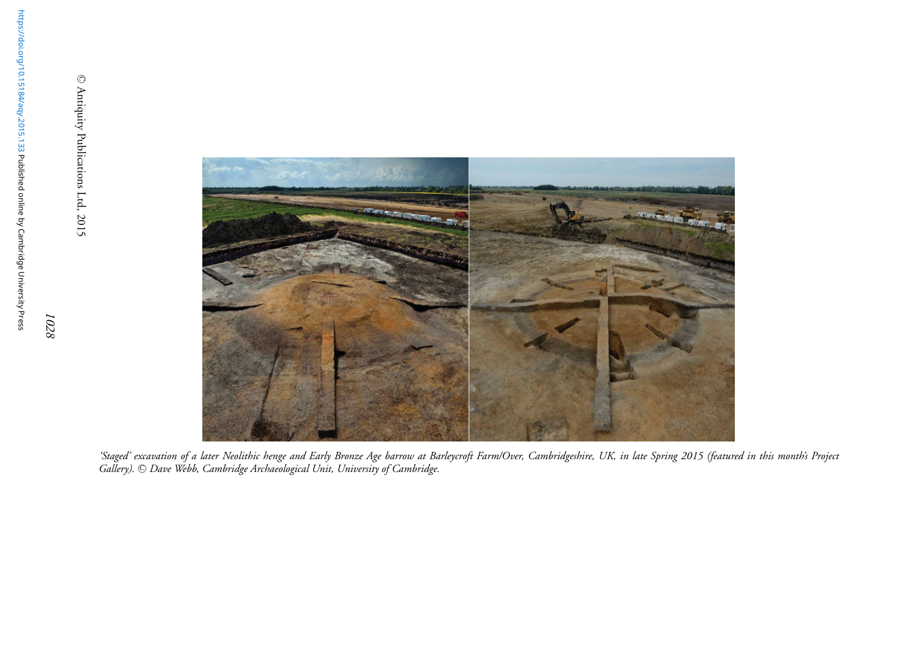*'Staged' excavation of a later Neolithic henge and Early Bronze Age barrow at Barleycroft Farm/Over, Cambridgeshire, UK, in late Spring 2015 (featured in this month's Project Gallery). © Dave Webb, Cambridge Archaeological Unit, University of Cambridge.*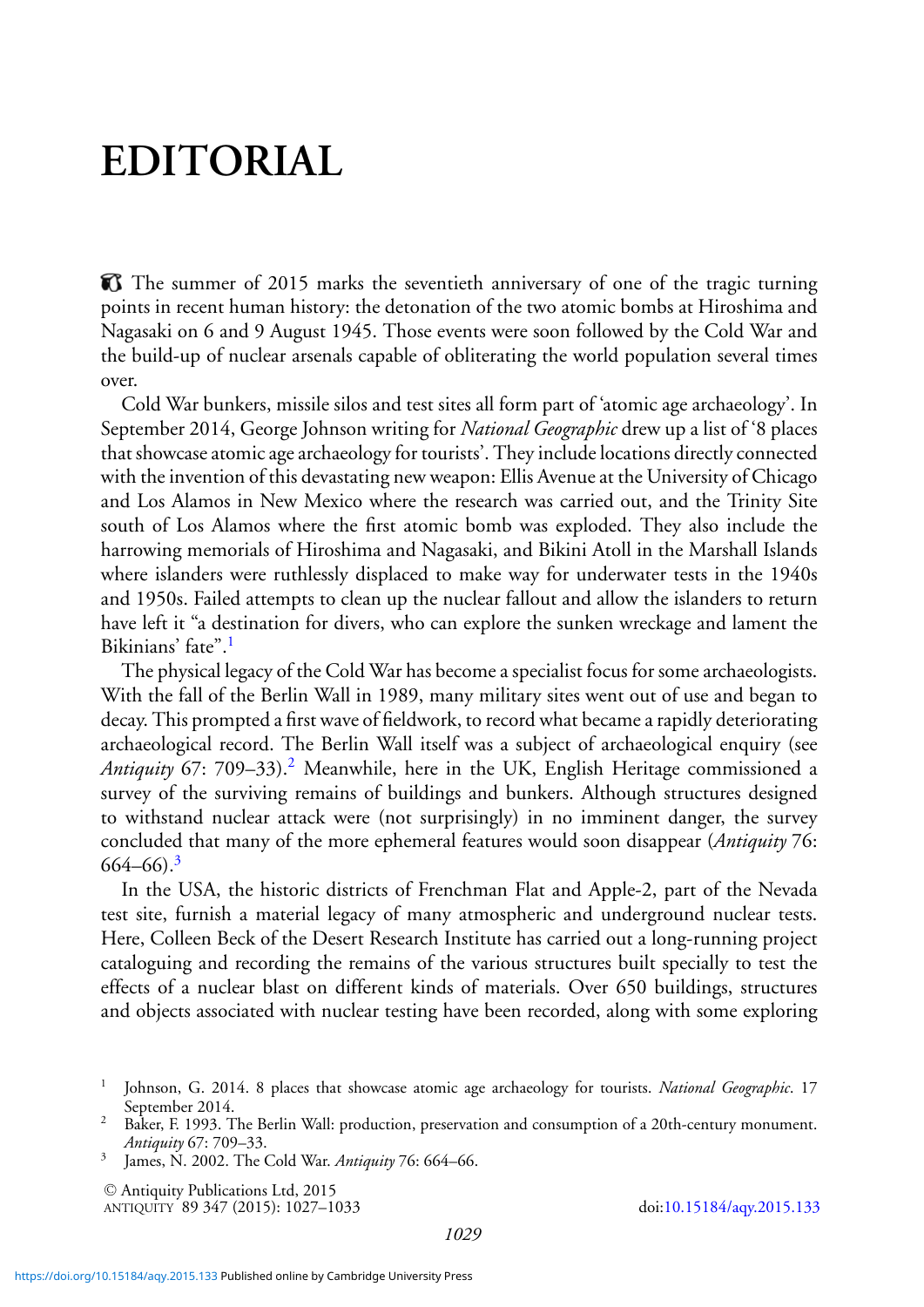# EDITORIAL

The summer of 2015 marks the seventieth anniversary of one of the tragic turning points in recent human history: the detonation of the two atomic bombs at Hiroshima and Nagasaki on 6 and 9 August 1945. Those events were soon followed by the Cold War and the build-up of nuclear arsenals capable of obliterating the world population several times over.

Cold War bunkers, missile silos and test sites all form part of 'atomic age archaeology'. In September 2014, George Johnson writing for *National Geographic* drew up a list of '8 places that showcase atomic age archaeology for tourists'. They include locations directly connected with the invention of this devastating new weapon: Ellis Avenue at the University of Chicago and Los Alamos in New Mexico where the research was carried out, and the Trinity Site south of Los Alamos where the first atomic bomb was exploded. They also include the harrowing memorials of Hiroshima and Nagasaki, and Bikini Atoll in the Marshall Islands where islanders were ruthlessly displaced to make way for underwater tests in the 1940s and 1950s. Failed attempts to clean up the nuclear fallout and allow the islanders to return have left it "a destination for divers, who can explore the sunken wreckage and lament the Bikinians' fate".[1]

The physical legacy of the Cold War has become a specialist focus for some archaeologists. With the fall of the Berlin Wall in 1989, many military sites went out of use and began to decay. This prompted a first wave of fieldwork, to record what became a rapidly deteriorating archaeological record. The Berlin Wall itself was a subject of archaeological enquiry (see *Antiquity* 67: 709–33).[2] Meanwhile, here in the UK, English Heritage commissioned a survey of the surviving remains of buildings and bunkers. Although structures designed to withstand nuclear attack were (not surprisingly) in no imminent danger, the survey concluded that many of the more ephemeral features would soon disappear (*Antiquity* 76: 664–66).[3]

In the USA, the historic districts of Frenchman Flat and Apple-2, part of the Nevada test site, furnish a material legacy of many atmospheric and underground nuclear tests. Here, Colleen Beck of the Desert Research Institute has carried out a long-running project cataloguing and recording the remains of the various structures built specially to test the effects of a nuclear blast on different kinds of materials. Over 650 buildings, structures and objects associated with nuclear testing have been recorded, along with some exploring

---

1 Johnson, G. 2014. 8 places that showcase atomic age archaeology for tourists. *National Geographic*. 17 September 2014.

2 Baker, F. 1993. The Berlin Wall: production, preservation and consumption of a 20th-century monument. *Antiquity* 67: 709–33.

3 James, N. 2002. The Cold War. *Antiquity* 76: 664–66.

© Antiquity Publications Ltd, 2015

doi:10.15184/aqy.2015.133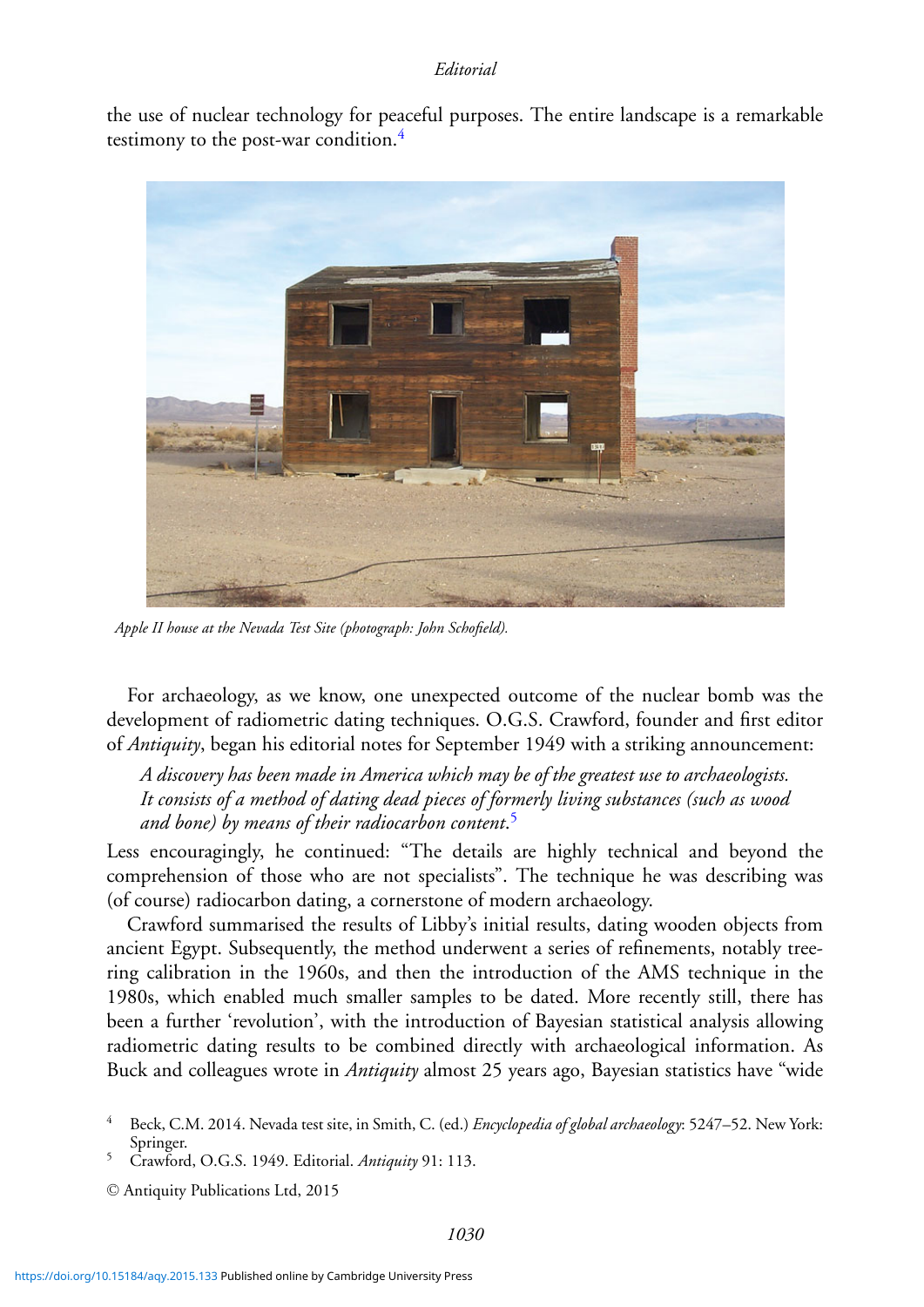the use of nuclear technology for peaceful purposes. The entire landscape is a remarkable testimony to the post-war condition.[4]

*Apple II house at the Nevada Test Site (photograph: John Schofield).*

For archaeology, as we know, one unexpected outcome of the nuclear bomb was the development of radiometric dating techniques. O.G.S. Crawford, founder and first editor of *Antiquity*, began his editorial notes for September 1949 with a striking announcement:

> *A discovery has been made in America which may be of the greatest use to archaeologists. It consists of a method of dating dead pieces of formerly living substances (such as wood and bone) by means of their radiocarbon content.*[5]

Less encouragingly, he continued: "The details are highly technical and beyond the comprehension of those who are not specialists". The technique he was describing was (of course) radiocarbon dating, a cornerstone of modern archaeology.

Crawford summarised the results of Libby's initial results, dating wooden objects from ancient Egypt. Subsequently, the method underwent a series of refinements, notably tree-ring calibration in the 1960s, and then the introduction of the AMS technique in the 1980s, which enabled much smaller samples to be dated. More recently still, there has been a further 'revolution', with the introduction of Bayesian statistical analysis allowing radiometric dating results to be combined directly with archaeological information. As Buck and colleagues wrote in *Antiquity* almost 25 years ago, Bayesian statistics have "wide

[4] Beck, C.M. 2014. Nevada test site, in Smith, C. (ed.) *Encyclopedia of global archaeology*: 5247–52. New York: Springer.

[5] Crawford, O.G.S. 1949. Editorial. *Antiquity* 91: 113.

© Antiquity Publications Ltd, 2015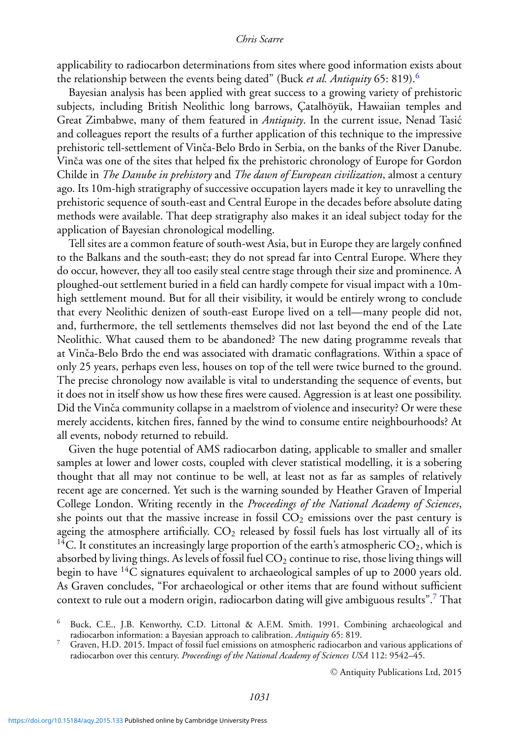applicability to radiocarbon determinations from sites where good information exists about the relationship between the events being dated" (Buck *et al. Antiquity* 65: 819).[6]

Bayesian analysis has been applied with great success to a growing variety of prehistoric subjects, including British Neolithic long barrows, Çatalhöyük, Hawaiian temples and Great Zimbabwe, many of them featured in *Antiquity*. In the current issue, Nenad Tasić and colleagues report the results of a further application of this technique to the impressive prehistoric tell-settlement of Vinča-Belo Brdo in Serbia, on the banks of the River Danube. Vinča was one of the sites that helped fix the prehistoric chronology of Europe for Gordon Childe in *The Danube in prehistory* and *The dawn of European civilization*, almost a century ago. Its 10m-high stratigraphy of successive occupation layers made it key to unravelling the prehistoric sequence of south-east and Central Europe in the decades before absolute dating methods were available. That deep stratigraphy also makes it an ideal subject today for the application of Bayesian chronological modelling.

Tell sites are a common feature of south-west Asia, but in Europe they are largely confined to the Balkans and the south-east; they do not spread far into Central Europe. Where they do occur, however, they all too easily steal centre stage through their size and prominence. A ploughed-out settlement buried in a field can hardly compete for visual impact with a 10m-high settlement mound. But for all their visibility, it would be entirely wrong to conclude that every Neolithic denizen of south-east Europe lived on a tell—many people did not, and, furthermore, the tell settlements themselves did not last beyond the end of the Late Neolithic. What caused them to be abandoned? The new dating programme reveals that at Vinča-Belo Brdo the end was associated with dramatic conflagrations. Within a space of only 25 years, perhaps even less, houses on top of the tell were twice burned to the ground. The precise chronology now available is vital to understanding the sequence of events, but it does not in itself show us how these fires were caused. Aggression is at least one possibility. Did the Vinča community collapse in a maelstrom of violence and insecurity? Or were these merely accidents, kitchen fires, fanned by the wind to consume entire neighbourhoods? At all events, nobody returned to rebuild.

Given the huge potential of AMS radiocarbon dating, applicable to smaller and smaller samples at lower and lower costs, coupled with clever statistical modelling, it is a sobering thought that all may not continue to be well, at least not as far as samples of relatively recent age are concerned. Yet such is the warning sounded by Heather Graven of Imperial College London. Writing recently in the *Proceedings of the National Academy of Sciences*, she points out that the massive increase in fossil $CO_2$ emissions over the past century is ageing the atmosphere artificially. $CO_2$ released by fossil fuels has lost virtually all of its $^{14}C$. It constitutes an increasingly large proportion of the earth's atmospheric $CO_2$, which is absorbed by living things. As levels of fossil fuel $CO_2$ continue to rise, those living things will begin to have $^{14}C$ signatures equivalent to archaeological samples of up to 2000 years old. As Graven concludes, "For archaeological or other items that are found without sufficient context to rule out a modern origin, radiocarbon dating will give ambiguous results".[7] That

[6] Buck, C.E., J.B. Kenworthy, C.D. Littonal & A.F.M. Smith. 1991. Combining archaeological and radiocarbon information: a Bayesian approach to calibration. *Antiquity* 65: 819.

[7] Graven, H.D. 2015. Impact of fossil fuel emissions on atmospheric radiocarbon and various applications of radiocarbon over this century. *Proceedings of the National Academy of Sciences USA* 112: 9542–45.

© Antiquity Publications Ltd, 2015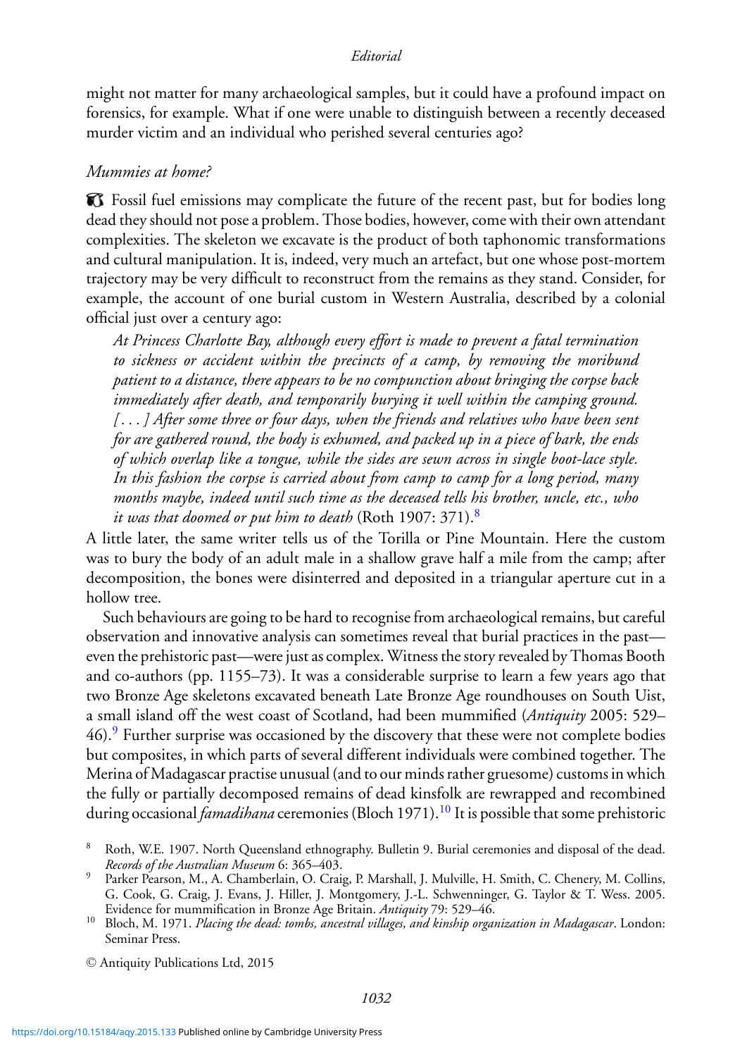might not matter for many archaeological samples, but it could have a profound impact on forensics, for example. What if one were unable to distinguish between a recently deceased murder victim and an individual who perished several centuries ago?

### *Mummies at home?*

Fossil fuel emissions may complicate the future of the recent past, but for bodies long dead they should not pose a problem. Those bodies, however, come with their own attendant complexities. The skeleton we excavate is the product of both taphonomic transformations and cultural manipulation. It is, indeed, very much an artefact, but one whose post-mortem trajectory may be very difficult to reconstruct from the remains as they stand. Consider, for example, the account of one burial custom in Western Australia, described by a colonial official just over a century ago:

> *At Princess Charlotte Bay, although every effort is made to prevent a fatal termination to sickness or accident within the precincts of a camp, by removing the moribund patient to a distance, there appears to be no compunction about bringing the corpse back immediately after death, and temporarily burying it well within the camping ground. [...] After some three or four days, when the friends and relatives who have been sent for are gathered round, the body is exhumed, and packed up in a piece of bark, the ends of which overlap like a tongue, while the sides are sewn across in single boot-lace style. In this fashion the corpse is carried about from camp to camp for a long period, many months maybe, indeed until such time as the deceased tells his brother, uncle, etc., who it was that doomed or put him to death* (Roth 1907: 371).[8]

A little later, the same writer tells us of the Torilla or Pine Mountain. Here the custom was to bury the body of an adult male in a shallow grave half a mile from the camp; after decomposition, the bones were disinterred and deposited in a triangular aperture cut in a hollow tree.

Such behaviours are going to be hard to recognise from archaeological remains, but careful observation and innovative analysis can sometimes reveal that burial practices in the past—even the prehistoric past—were just as complex. Witness the story revealed by Thomas Booth and co-authors (pp. 1155–73). It was a considerable surprise to learn a few years ago that two Bronze Age skeletons excavated beneath Late Bronze Age roundhouses on South Uist, a small island off the west coast of Scotland, had been mummified (*Antiquity* 2005: 529–46).[9] Further surprise was occasioned by the discovery that these were not complete bodies but composites, in which parts of several different individuals were combined together. The Merina of Madagascar practise unusual (and to our minds rather gruesome) customs in which the fully or partially decomposed remains of dead kinsfolk are rewrapped and recombined during occasional *famadihana* ceremonies (Bloch 1971).[10] It is possible that some prehistoric

[8] Roth, W.E. 1907. North Queensland ethnography. Bulletin 9. Burial ceremonies and disposal of the dead. *Records of the Australian Museum* 6: 365–403.

[9] Parker Pearson, M., A. Chamberlain, O. Craig, P. Marshall, J. Mulville, H. Smith, C. Chenery, M. Collins, G. Cook, G. Craig, J. Evans, J. Hiller, J. Montgomery, J.-L. Schwenninger, G. Taylor & T. Wess. 2005. Evidence for mummification in Bronze Age Britain. *Antiquity* 79: 529–46.

[10] Bloch, M. 1971. *Placing the dead: tombs, ancestral villages, and kinship organization in Madagascar*. London: Seminar Press.

© Antiquity Publications Ltd, 2015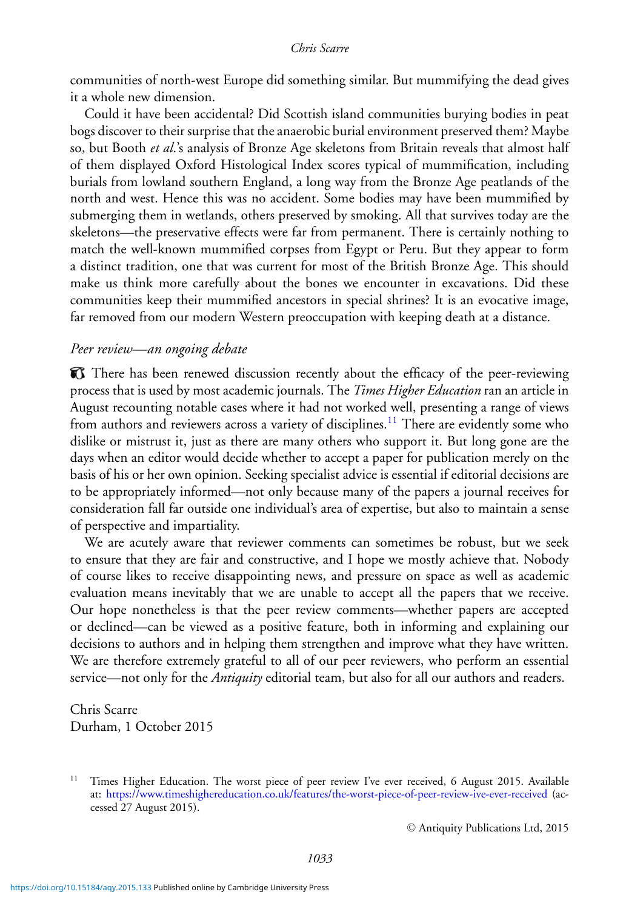communities of north-west Europe did something similar. But mummifying the dead gives it a whole new dimension.

Could it have been accidental? Did Scottish island communities burying bodies in peat bogs discover to their surprise that the anaerobic burial environment preserved them? Maybe so, but Booth *et al.*'s analysis of Bronze Age skeletons from Britain reveals that almost half of them displayed Oxford Histological Index scores typical of mummification, including burials from lowland southern England, a long way from the Bronze Age peatlands of the north and west. Hence this was no accident. Some bodies may have been mummified by submerging them in wetlands, others preserved by smoking. All that survives today are the skeletons—the preservative effects were far from permanent. There is certainly nothing to match the well-known mummified corpses from Egypt or Peru. But they appear to form a distinct tradition, one that was current for most of the British Bronze Age. This should make us think more carefully about the bones we encounter in excavations. Did these communities keep their mummified ancestors in special shrines? It is an evocative image, far removed from our modern Western preoccupation with keeping death at a distance.

### *Peer review—an ongoing debate*

There has been renewed discussion recently about the efficacy of the peer-reviewing process that is used by most academic journals. The *Times Higher Education* ran an article in August recounting notable cases where it had not worked well, presenting a range of views from authors and reviewers across a variety of disciplines.[11] There are evidently some who dislike or mistrust it, just as there are many others who support it. But long gone are the days when an editor would decide whether to accept a paper for publication merely on the basis of his or her own opinion. Seeking specialist advice is essential if editorial decisions are to be appropriately informed—not only because many of the papers a journal receives for consideration fall far outside one individual's area of expertise, but also to maintain a sense of perspective and impartiality.

We are acutely aware that reviewer comments can sometimes be robust, but we seek to ensure that they are fair and constructive, and I hope we mostly achieve that. Nobody of course likes to receive disappointing news, and pressure on space as well as academic evaluation means inevitably that we are unable to accept all the papers that we receive. Our hope nonetheless is that the peer review comments—whether papers are accepted or declined—can be viewed as a positive feature, both in informing and explaining our decisions to authors and in helping them strengthen and improve what they have written. We are therefore extremely grateful to all of our peer reviewers, who perform an essential service—not only for the *Antiquity* editorial team, but also for all our authors and readers.

Chris Scarre
Durham, 1 October 2015

[11] Times Higher Education. The worst piece of peer review I've ever received, 6 August 2015. Available at: https://www.timeshighereducation.co.uk/features/the-worst-piece-of-peer-review-ive-ever-received (accessed 27 August 2015).

© Antiquity Publications Ltd, 2015